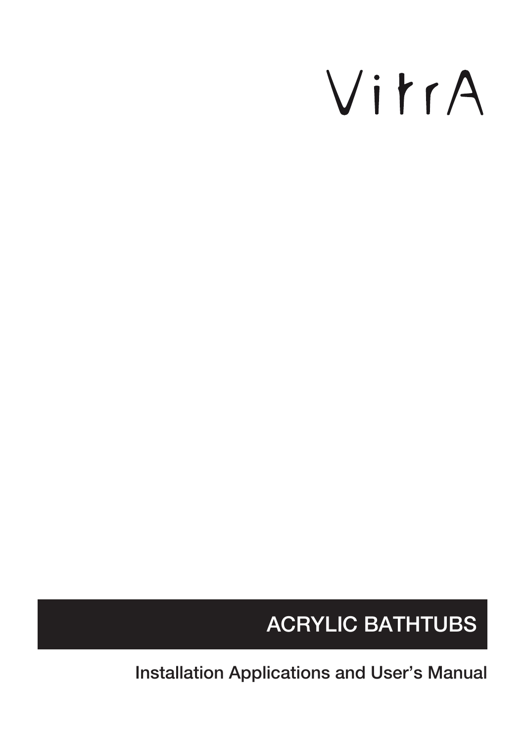VitrA

# ACRYLIC BATHTUBS

Installation Applications and User's Manual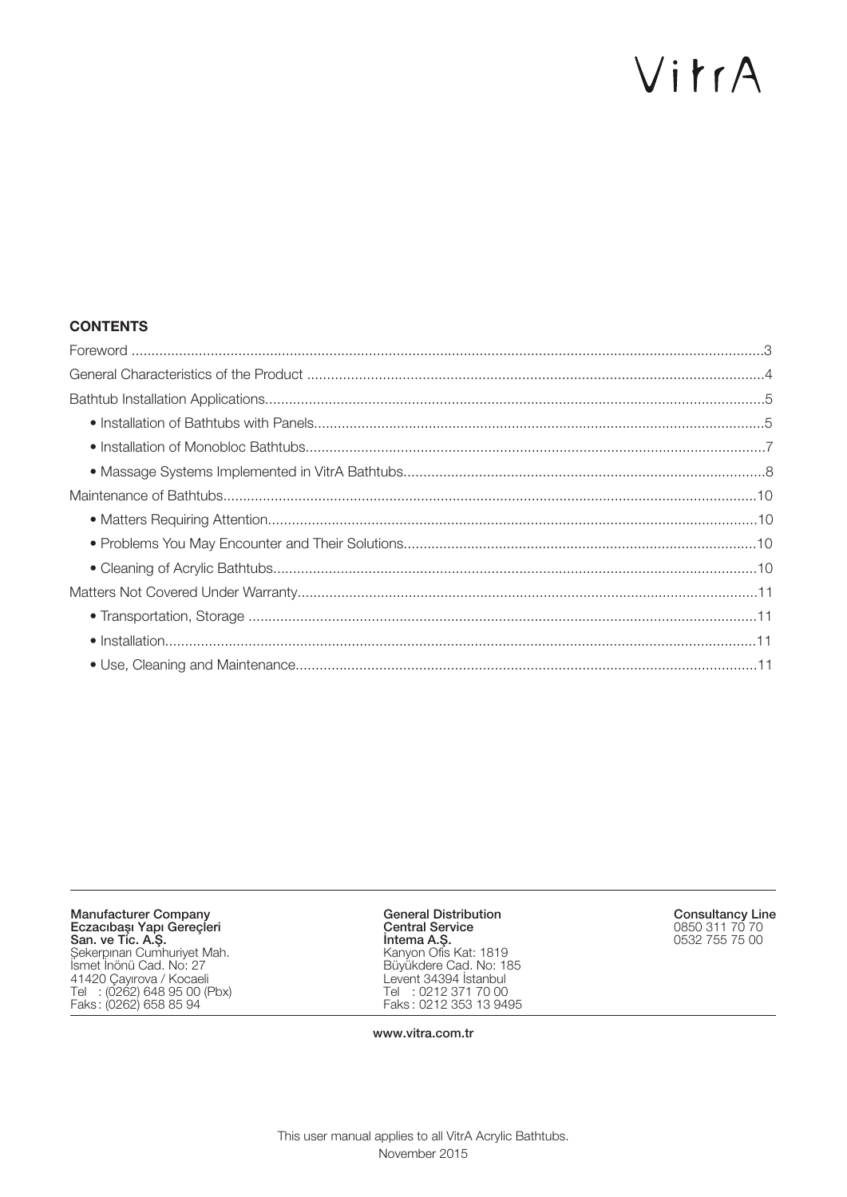VitrA

**CONTENTS**

Foreword .....3
General Characteristics of the Product .....4
Bathtub Installation Applications.....5
- Installation of Bathtubs with Panels.....5
- Installation of Monobloc Bathtubs.....7
- Massage Systems Implemented in VitrA Bathtubs.....8

Maintenance of Bathtubs.....10
- Matters Requiring Attention.....10
- Problems You May Encounter and Their Solutions.....10
- Cleaning of Acrylic Bathtubs.....10

Matters Not Covered Under Warranty.....11
- Transportation, Storage .....11
- Installation.....11
- Use, Cleaning and Maintenance.....11

**Manufacturer Company**
**Eczacıbaşı Yapı Gereçleri**
**San. ve Tic. A.Ş.**
Şekerpınarı Cumhuriyet Mah.
İsmet İnönü Cad. No: 27
41420 Çayırova / Kocaeli
Tel : (0262) 648 95 00 (Pbx)
Faks: (0262) 658 85 94

**General Distribution**
**Central Service**
**İntema A.Ş.**
Kanyon Ofis Kat: 1819
Büyükdere Cad. No: 185
Levent 34394 İstanbul
Tel : 0212 371 70 00
Faks : 0212 353 13 9495

**Consultancy Line**
0850 311 70 70
0532 755 75 00

**www.vitra.com.tr**

This user manual applies to all VitrA Acrylic Bathtubs.
November 2015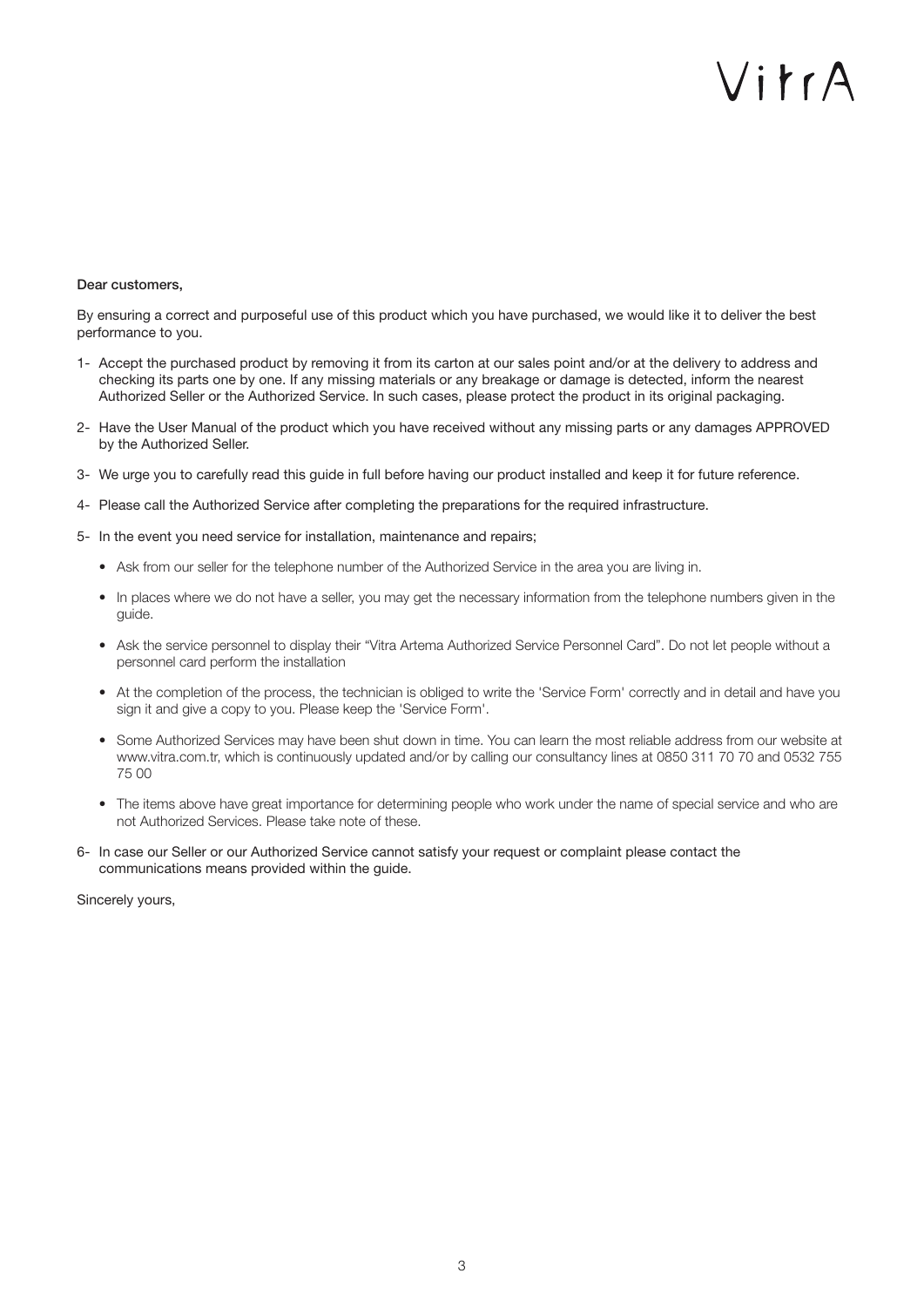VitrA

**Dear customers,**

By ensuring a correct and purposeful use of this product which you have purchased, we would like it to deliver the best performance to you.

1- Accept the purchased product by removing it from its carton at our sales point and/or at the delivery to address and checking its parts one by one. If any missing materials or any breakage or damage is detected, inform the nearest Authorized Seller or the Authorized Service. In such cases, please protect the product in its original packaging.

2- Have the User Manual of the product which you have received without any missing parts or any damages APPROVED by the Authorized Seller.

3- We urge you to carefully read this guide in full before having our product installed and keep it for future reference.

4- Please call the Authorized Service after completing the preparations for the required infrastructure.

5- In the event you need service for installation, maintenance and repairs;

- Ask from our seller for the telephone number of the Authorized Service in the area you are living in.
- In places where we do not have a seller, you may get the necessary information from the telephone numbers given in the guide.
- Ask the service personnel to display their "Vitra Artema Authorized Service Personnel Card". Do not let people without a personnel card perform the installation
- At the completion of the process, the technician is obliged to write the 'Service Form' correctly and in detail and have you sign it and give a copy to you. Please keep the 'Service Form'.
- Some Authorized Services may have been shut down in time. You can learn the most reliable address from our website at www.vitra.com.tr, which is continuously updated and/or by calling our consultancy lines at 0850 311 70 70 and 0532 755 75 00
- The items above have great importance for determining people who work under the name of special service and who are not Authorized Services. Please take note of these.

6- In case our Seller or our Authorized Service cannot satisfy your request or complaint please contact the communications means provided within the guide.

Sincerely yours,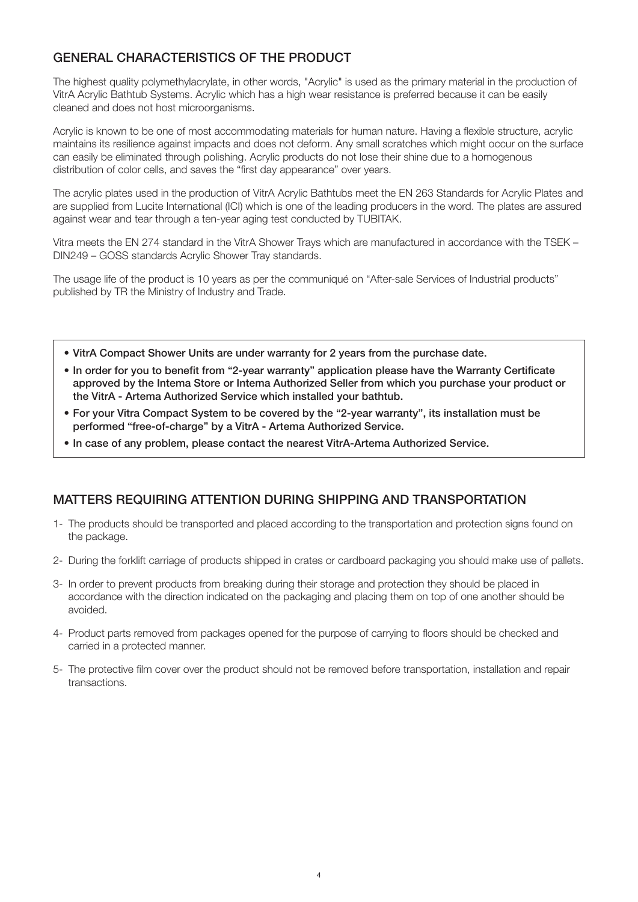## GENERAL CHARACTERISTICS OF THE PRODUCT

The highest quality polymethylacrylate, in other words, "Acrylic" is used as the primary material in the production of VitrA Acrylic Bathtub Systems. Acrylic which has a high wear resistance is preferred because it can be easily cleaned and does not host microorganisms.

Acrylic is known to be one of most accommodating materials for human nature. Having a flexible structure, acrylic maintains its resilience against impacts and does not deform. Any small scratches which might occur on the surface can easily be eliminated through polishing. Acrylic products do not lose their shine due to a homogenous distribution of color cells, and saves the "first day appearance" over years.

The acrylic plates used in the production of VitrA Acrylic Bathtubs meet the EN 263 Standards for Acrylic Plates and are supplied from Lucite International (ICI) which is one of the leading producers in the word. The plates are assured against wear and tear through a ten-year aging test conducted by TUBITAK.

Vitra meets the EN 274 standard in the VitrA Shower Trays which are manufactured in accordance with the TSEK – DIN249 – GOSS standards Acrylic Shower Tray standards.

The usage life of the product is 10 years as per the communiqué on "After-sale Services of Industrial products" published by TR the Ministry of Industry and Trade.

- **VitrA Compact Shower Units are under warranty for 2 years from the purchase date.**
- **In order for you to benefit from "2-year warranty" application please have the Warranty Certificate approved by the Intema Store or Intema Authorized Seller from which you purchase your product or the VitrA - Artema Authorized Service which installed your bathtub.**
- **For your Vitra Compact System to be covered by the "2-year warranty", its installation must be performed "free-of-charge" by a VitrA - Artema Authorized Service.**
- **In case of any problem, please contact the nearest VitrA-Artema Authorized Service.**

## MATTERS REQUIRING ATTENTION DURING SHIPPING AND TRANSPORTATION

1- The products should be transported and placed according to the transportation and protection signs found on the package.

2- During the forklift carriage of products shipped in crates or cardboard packaging you should make use of pallets.

3- In order to prevent products from breaking during their storage and protection they should be placed in accordance with the direction indicated on the packaging and placing them on top of one another should be avoided.

4- Product parts removed from packages opened for the purpose of carrying to floors should be checked and carried in a protected manner.

5- The protective film cover over the product should not be removed before transportation, installation and repair transactions.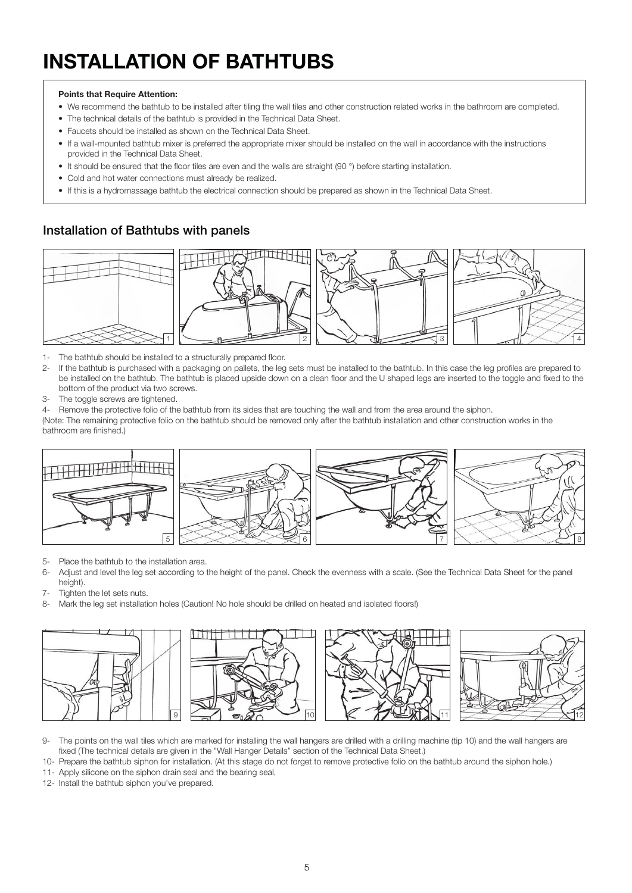# INSTALLATION OF BATHTUBS

**Points that Require Attention:**

- We recommend the bathtub to be installed after tiling the wall tiles and other construction related works in the bathroom are completed.
- The technical details of the bathtub is provided in the Technical Data Sheet.
- Faucets should be installed as shown on the Technical Data Sheet.
- If a wall-mounted bathtub mixer is preferred the appropriate mixer should be installed on the wall in accordance with the instructions provided in the Technical Data Sheet.
- It should be ensured that the floor tiles are even and the walls are straight (90 °) before starting installation.
- Cold and hot water connections must already be realized.
- If this is a hydromassage bathtub the electrical connection should be prepared as shown in the Technical Data Sheet.

## Installation of Bathtubs with panels

1- The bathtub should be installed to a structurally prepared floor.

2- If the bathtub is purchased with a packaging on pallets, the leg sets must be installed to the bathtub. In this case the leg profiles are prepared to be installed on the bathtub. The bathtub is placed upside down on a clean floor and the U shaped legs are inserted to the toggle and fixed to the bottom of the product via two screws.

3- The toggle screws are tightened.

4- Remove the protective folio of the bathtub from its sides that are touching the wall and from the area around the siphon.

(Note: The remaining protective folio on the bathtub should be removed only after the bathtub installation and other construction works in the bathroom are finished.)

5- Place the bathtub to the installation area.

6- Adjust and level the leg set according to the height of the panel. Check the evenness with a scale. (See the Technical Data Sheet for the panel height).

7- Tighten the let sets nuts.

8- Mark the leg set installation holes (Caution! No hole should be drilled on heated and isolated floors!)

9- The points on the wall tiles which are marked for installing the wall hangers are drilled with a drilling machine (tip 10) and the wall hangers are fixed (The technical details are given in the "Wall Hanger Details" section of the Technical Data Sheet.)

10- Prepare the bathtub siphon for installation. (At this stage do not forget to remove protective folio on the bathtub around the siphon hole.)

11- Apply silicone on the siphon drain seal and the bearing seal,

12- Install the bathtub siphon you've prepared.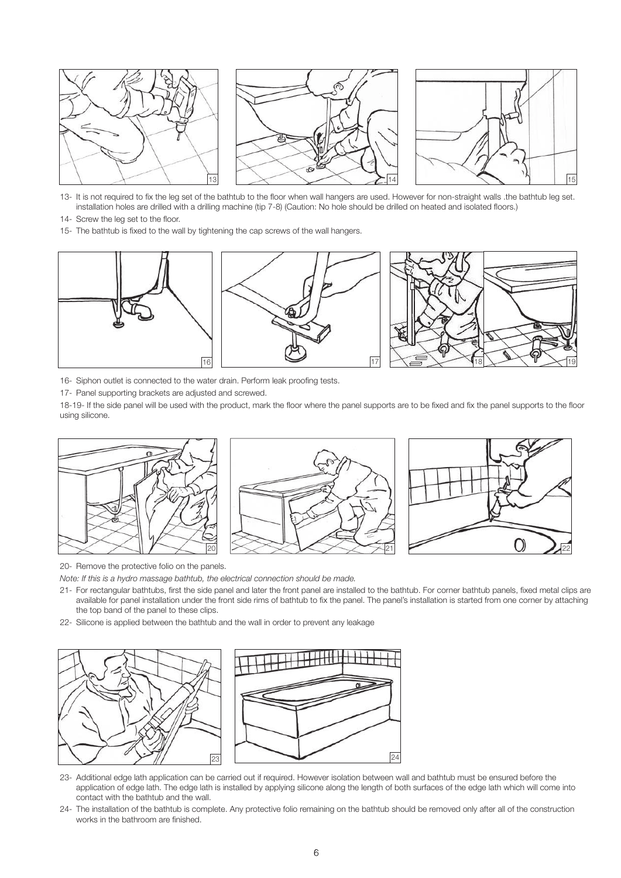13- It is not required to fix the leg set of the bathtub to the floor when wall hangers are used. However for non-straight walls .the bathtub leg set. installation holes are drilled with a drilling machine (tip 7-8) (Caution: No hole should be drilled on heated and isolated floors.)

14- Screw the leg set to the floor.

15- The bathtub is fixed to the wall by tightening the cap screws of the wall hangers.

16- Siphon outlet is connected to the water drain. Perform leak proofing tests.

17- Panel supporting brackets are adjusted and screwed.

18-19- If the side panel will be used with the product, mark the floor where the panel supports are to be fixed and fix the panel supports to the floor using silicone.

20- Remove the protective folio on the panels.

*Note: If this is a hydro massage bathtub, the electrical connection should be made.*

21- For rectangular bathtubs, first the side panel and later the front panel are installed to the bathtub. For corner bathtub panels, fixed metal clips are available for panel installation under the front side rims of bathtub to fix the panel. The panel's installation is started from one corner by attaching the top band of the panel to these clips.

22- Silicone is applied between the bathtub and the wall in order to prevent any leakage

23- Additional edge lath application can be carried out if required. However isolation between wall and bathtub must be ensured before the application of edge lath. The edge lath is installed by applying silicone along the length of both surfaces of the edge lath which will come into contact with the bathtub and the wall.

24- The installation of the bathtub is complete. Any protective folio remaining on the bathtub should be removed only after all of the construction works in the bathroom are finished.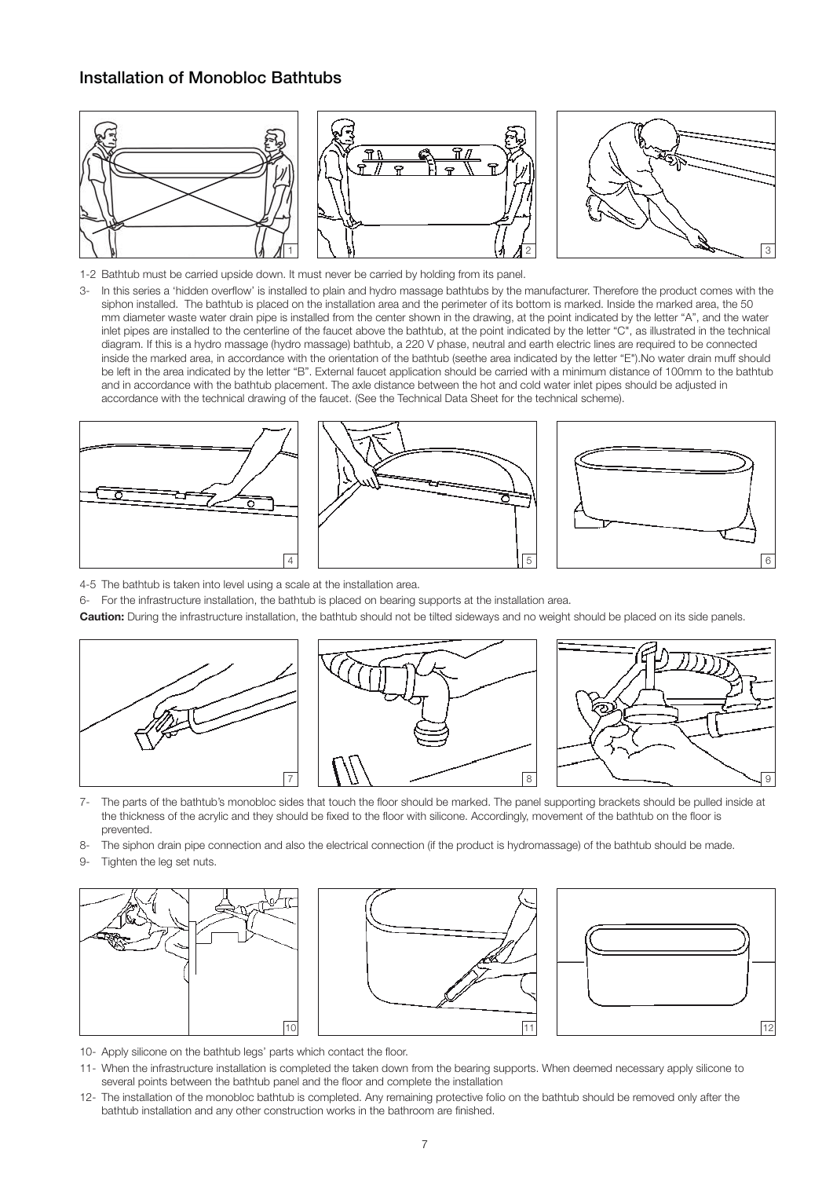## Installation of Monobloc Bathtubs

1-2 Bathtub must be carried upside down. It must never be carried by holding from its panel.

3- In this series a 'hidden overflow' is installed to plain and hydro massage bathtubs by the manufacturer. Therefore the product comes with the siphon installed. The bathtub is placed on the installation area and the perimeter of its bottom is marked. Inside the marked area, the 50 mm diameter waste water drain pipe is installed from the center shown in the drawing, at the point indicated by the letter "A", and the water inlet pipes are installed to the centerline of the faucet above the bathtub, at the point indicated by the letter "C", as illustrated in the technical diagram. If this is a hydro massage (hydro massage) bathtub, a 220 V phase, neutral and earth electric lines are required to be connected inside the marked area, in accordance with the orientation of the bathtub (seethe area indicated by the letter "E").No water drain muff should be left in the area indicated by the letter "B". External faucet application should be carried with a minimum distance of 100mm to the bathtub and in accordance with the bathtub placement. The axle distance between the hot and cold water inlet pipes should be adjusted in accordance with the technical drawing of the faucet. (See the Technical Data Sheet for the technical scheme).

4-5 The bathtub is taken into level using a scale at the installation area.

6- For the infrastructure installation, the bathtub is placed on bearing supports at the installation area.

**Caution:** During the infrastructure installation, the bathtub should not be tilted sideways and no weight should be placed on its side panels.

7- The parts of the bathtub's monobloc sides that touch the floor should be marked. The panel supporting brackets should be pulled inside at the thickness of the acrylic and they should be fixed to the floor with silicone. Accordingly, movement of the bathtub on the floor is prevented.

8- The siphon drain pipe connection and also the electrical connection (if the product is hydromassage) of the bathtub should be made.

9- Tighten the leg set nuts.

10- Apply silicone on the bathtub legs' parts which contact the floor.

11- When the infrastructure installation is completed the taken down from the bearing supports. When deemed necessary apply silicone to several points between the bathtub panel and the floor and complete the installation

12- The installation of the monobloc bathtub is completed. Any remaining protective folio on the bathtub should be removed only after the bathtub installation and any other construction works in the bathroom are finished.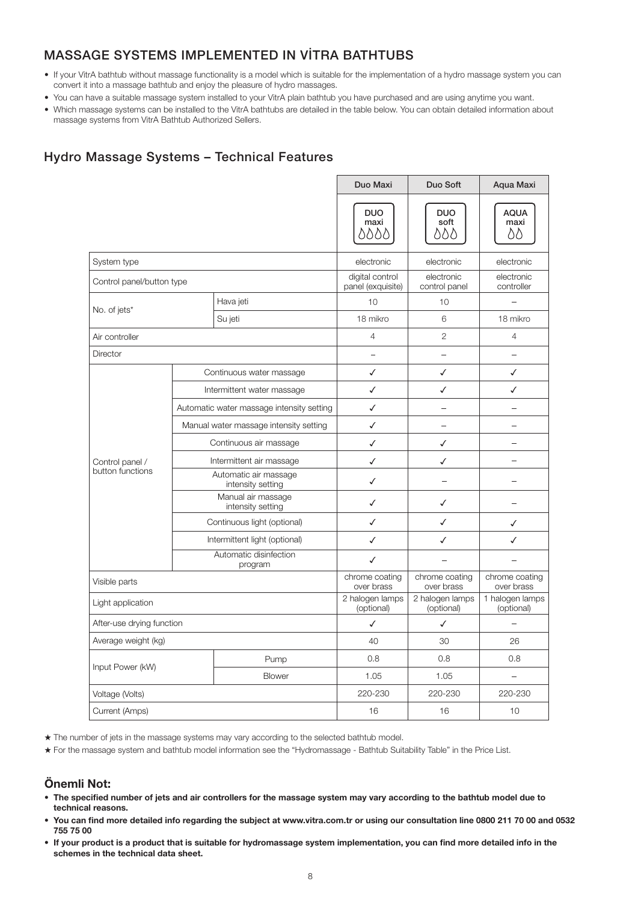## MASSAGE SYSTEMS IMPLEMENTED IN VİTRA BATHTUBS

- If your VitrA bathtub without massage functionality is a model which is suitable for the implementation of a hydro massage system you can convert it into a massage bathtub and enjoy the pleasure of hydro massages.
- You can have a suitable massage system installed to your VitrA plain bathtub you have purchased and are using anytime you want.
- Which massage systems can be installed to the VitrA bathtubs are detailed in the table below. You can obtain detailed information about massage systems from VitrA Bathtub Authorized Sellers.

## Hydro Massage Systems – Technical Features

| | | Duo Maxi | Duo Soft | Aqua Maxi |
|---|---|---|---|---|
| | | DUO maxi | DUO soft | AQUA maxi |
| System type | | electronic | electronic | electronic |
| Control panel/button type | | digital control panel (exquisite) | electronic control panel | electronic controller |
| No. of jets* | Hava jeti | 10 | 10 | – |
| | Su jeti | 18 mikro | 6 | 18 mikro |
| Air controller | | 4 | 2 | 4 |
| Director | | – | – | – |
| Control panel / button functions | Continuous water massage | ✓ | ✓ | ✓ |
| | Intermittent water massage | ✓ | ✓ | ✓ |
| | Automatic water massage intensity setting | ✓ | – | – |
| | Manual water massage intensity setting | ✓ | – | – |
| | Continuous air massage | ✓ | ✓ | – |
| | Intermittent air massage | ✓ | ✓ | – |
| | Automatic air massage intensity setting | ✓ | – | – |
| | Manual air massage intensity setting | ✓ | ✓ | – |
| | Continuous light (optional) | ✓ | ✓ | ✓ |
| | Intermittent light (optional) | ✓ | ✓ | ✓ |
| | Automatic disinfection program | ✓ | – | – |
| Visible parts | | chrome coating over brass | chrome coating over brass | chrome coating over brass |
| Light application | | 2 halogen lamps (optional) | 2 halogen lamps (optional) | 1 halogen lamps (optional) |
| After-use drying function | | ✓ | ✓ | – |
| Average weight (kg) | | 40 | 30 | 26 |
| Input Power (kW) | Pump | 0.8 | 0.8 | 0.8 |
| | Blower | 1.05 | 1.05 | – |
| Voltage (Volts) | | 220-230 | 220-230 | 220-230 |
| Current (Amps) | | 16 | 16 | 10 |

★ The number of jets in the massage systems may vary according to the selected bathtub model.

★ For the massage system and bathtub model information see the "Hydromassage - Bathtub Suitability Table" in the Price List.

## Önemli Not:

- **The specified number of jets and air controllers for the massage system may vary according to the bathtub model due to technical reasons.**
- **You can find more detailed info regarding the subject at www.vitra.com.tr or using our consultation line 0800 211 70 00 and 0532 755 75 00**
- **If your product is a product that is suitable for hydromassage system implementation, you can find more detailed info in the schemes in the technical data sheet.**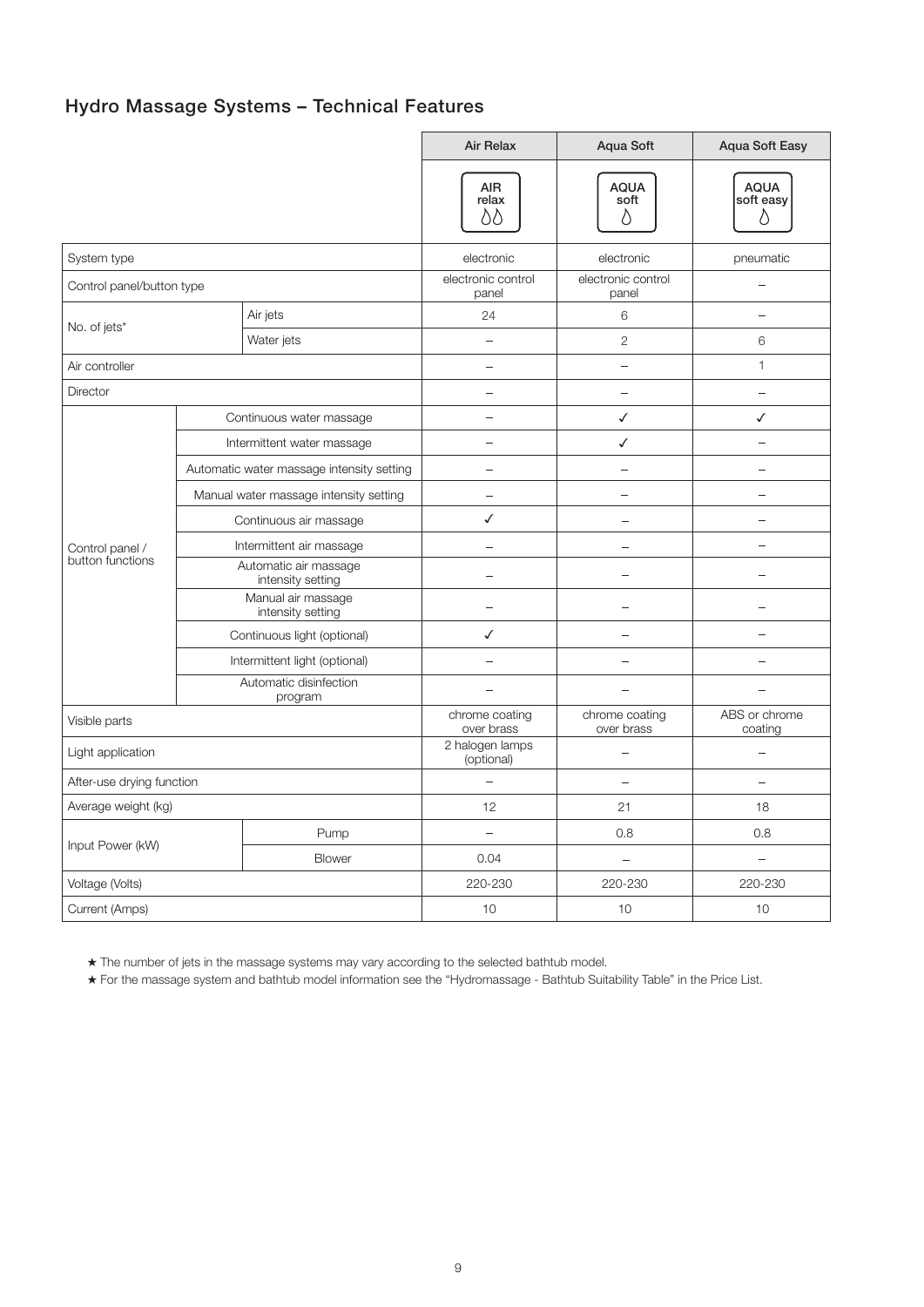## Hydro Massage Systems – Technical Features

| | | Air Relax | Aqua Soft | Aqua Soft Easy |
|---|---|---|---|---|
| | | AIR relax | AQUA soft | AQUA soft easy |
| System type | | electronic | electronic | pneumatic |
| Control panel/button type | | electronic control panel | electronic control panel | – |
| No. of jets* | Air jets | 24 | 6 | – |
| | Water jets | – | 2 | 6 |
| Air controller | | – | – | 1 |
| Director | | – | – | – |
| Control panel / button functions | Continuous water massage | – | ✓ | ✓ |
| | Intermittent water massage | – | ✓ | – |
| | Automatic water massage intensity setting | – | – | – |
| | Manual water massage intensity setting | – | – | – |
| | Continuous air massage | ✓ | – | – |
| | Intermittent air massage | – | – | – |
| | Automatic air massage intensity setting | – | – | – |
| | Manual air massage intensity setting | – | – | – |
| | Continuous light (optional) | ✓ | – | – |
| | Intermittent light (optional) | – | – | – |
| | Automatic disinfection program | – | – | – |
| Visible parts | | chrome coating over brass | chrome coating over brass | ABS or chrome coating |
| Light application | | 2 halogen lamps (optional) | – | – |
| After-use drying function | | – | – | – |
| Average weight (kg) | | 12 | 21 | 18 |
| Input Power (kW) | Pump | – | 0.8 | 0.8 |
| | Blower | 0.04 | – | – |
| Voltage (Volts) | | 220-230 | 220-230 | 220-230 |
| Current (Amps) | | 10 | 10 | 10 |

★ The number of jets in the massage systems may vary according to the selected bathtub model.

★ For the massage system and bathtub model information see the "Hydromassage - Bathtub Suitability Table" in the Price List.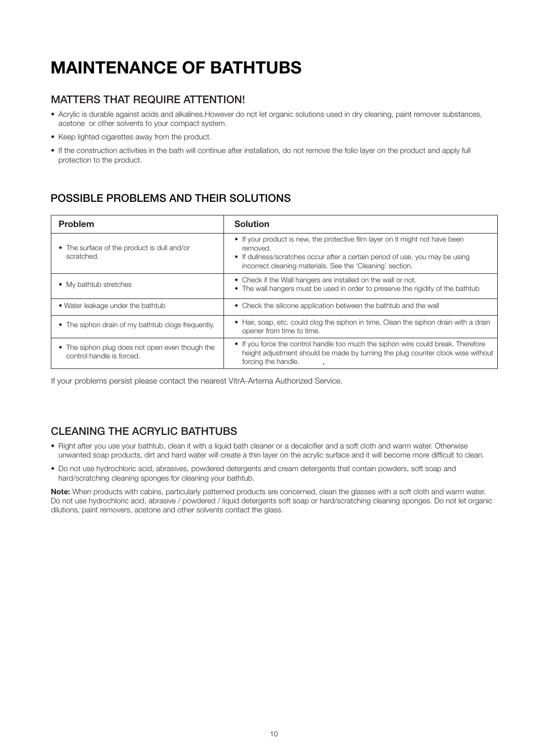# MAINTENANCE OF BATHTUBS

## MATTERS THAT REQUIRE ATTENTION!

- Acrylic is durable against acids and alkalines.However do not let organic solutions used in dry cleaning, paint remover substances, acetone  or other solvents to your compact system.
- Keep lighted cigarettes away from the product.
- If the construction activities in the bath will continue after installation, do not remove the folio layer on the product and apply full protection to the product.

## POSSIBLE PROBLEMS AND THEIR SOLUTIONS

| Problem | Solution |
|---|---|
| • The surface of the product is dull and/or scratched. | • If your product is new, the protective film layer on it might not have been removed.<br>• If dullness/scratches occur after a certain period of use, you may be using incorrect cleaning materials. See the 'Cleaning' section. |
| • My bathtub stretches | • Check if the Wall hangers are installed on the wall or not.<br>• The wall hangers must be used in order to preserve the rigidity of the bathtub |
| • Water leakage under the bathtub | • Check the silicone application between the bathtub and the wall |
| • The siphon drain of my bathtub clogs frequently. | • Hair, soap, etc. could clog the siphon in time. Clean the siphon drain with a drain opener from time to time. |
| • The siphon plug does not open even though the control handle is forced. | • If you force the control handle too much the siphon wire could break. Therefore height adjustment should be made by turning the plug counter clock wise without forcing the handle. |

If your problems persist please contact the nearest VitrA-Artema Authorized Service.

## CLEANING THE ACRYLIC BATHTUBS

- Right after you use your bathtub, clean it with a liquid bath cleaner or a decalcifier and a soft cloth and warm water. Otherwise unwanted soap products, dirt and hard water will create a thin layer on the acrylic surface and it will become more difficult to clean.
- Do not use hydrochloric acid, abrasives, powdered detergents and cream detergents that contain powders, soft soap and hard/scratching cleaning sponges for cleaning your bathtub.

**Note:** When products with cabins, particularly patterned products are concerned, clean the glasses with a soft cloth and warm water. Do not use hydrochloric acid, abrasive / powdered / liquid detergents soft soap or hard/scratching cleaning sponges. Do not let organic dilutions, paint removers, acetone and other solvents contact the glass.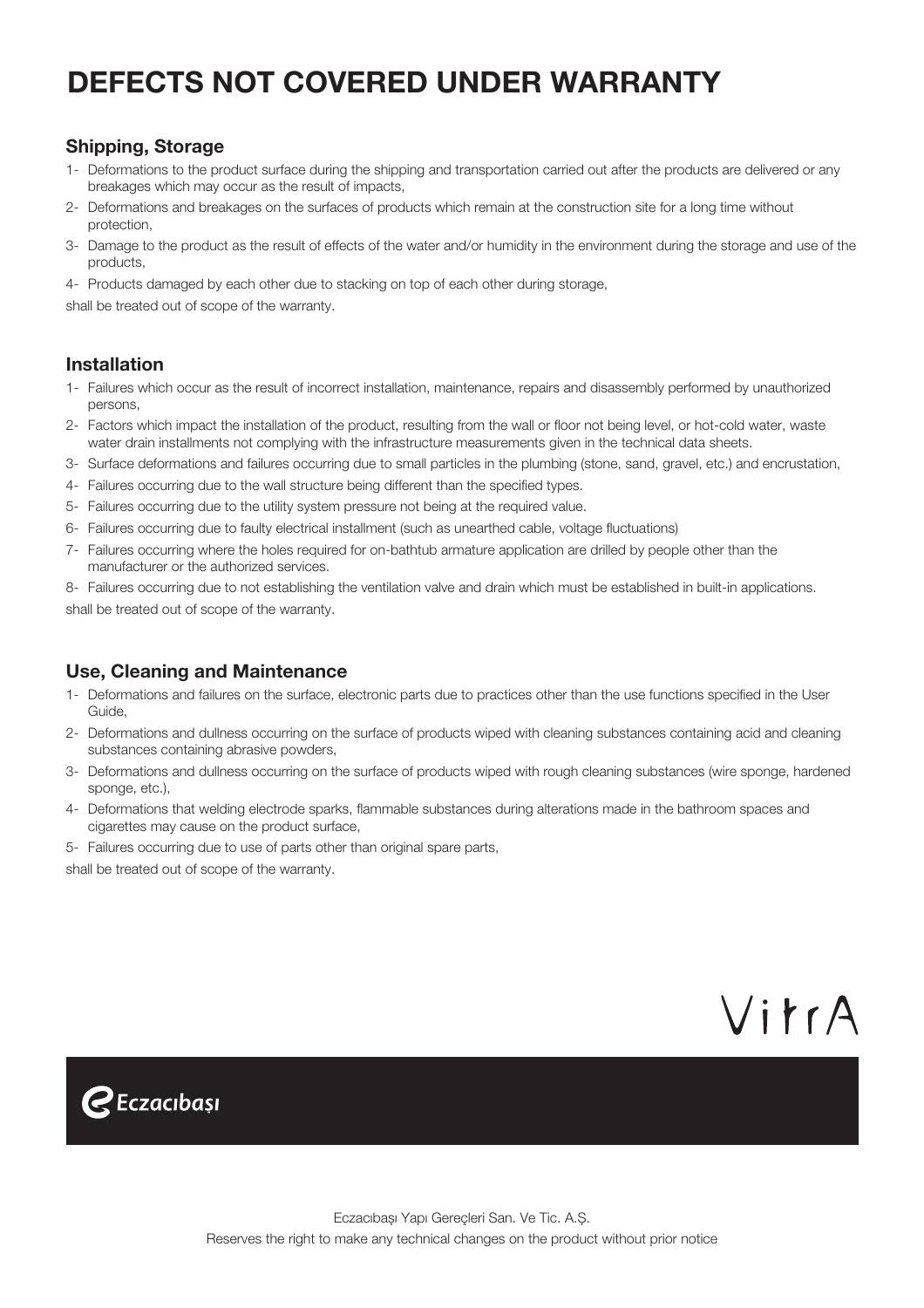# DEFECTS NOT COVERED UNDER WARRANTY

## Shipping, Storage

1- Deformations to the product surface during the shipping and transportation carried out after the products are delivered or any breakages which may occur as the result of impacts,

2- Deformations and breakages on the surfaces of products which remain at the construction site for a long time without protection,

3- Damage to the product as the result of effects of the water and/or humidity in the environment during the storage and use of the products,

4- Products damaged by each other due to stacking on top of each other during storage,

shall be treated out of scope of the warranty.

## Installation

1- Failures which occur as the result of incorrect installation, maintenance, repairs and disassembly performed by unauthorized persons,

2- Factors which impact the installation of the product, resulting from the wall or floor not being level, or hot-cold water, waste water drain installments not complying with the infrastructure measurements given in the technical data sheets.

3- Surface deformations and failures occurring due to small particles in the plumbing (stone, sand, gravel, etc.) and encrustation,

4- Failures occurring due to the wall structure being different than the specified types.

5- Failures occurring due to the utility system pressure not being at the required value.

6- Failures occurring due to faulty electrical installment (such as unearthed cable, voltage fluctuations)

7- Failures occurring where the holes required for on-bathtub armature application are drilled by people other than the manufacturer or the authorized services.

8- Failures occurring due to not establishing the ventilation valve and drain which must be established in built-in applications.

shall be treated out of scope of the warranty.

## Use, Cleaning and Maintenance

1- Deformations and failures on the surface, electronic parts due to practices other than the use functions specified in the User Guide,

2- Deformations and dullness occurring on the surface of products wiped with cleaning substances containing acid and cleaning substances containing abrasive powders,

3- Deformations and dullness occurring on the surface of products wiped with rough cleaning substances (wire sponge, hardened sponge, etc.),

4- Deformations that welding electrode sparks, flammable substances during alterations made in the bathroom spaces and cigarettes may cause on the product surface,

5- Failures occurring due to use of parts other than original spare parts,

shall be treated out of scope of the warranty.

VitrA

Eczacıbaşı

Eczacıbaşı Yapı Gereçleri San. Ve Tic. A.Ş.

Reserves the right to make any technical changes on the product without prior notice